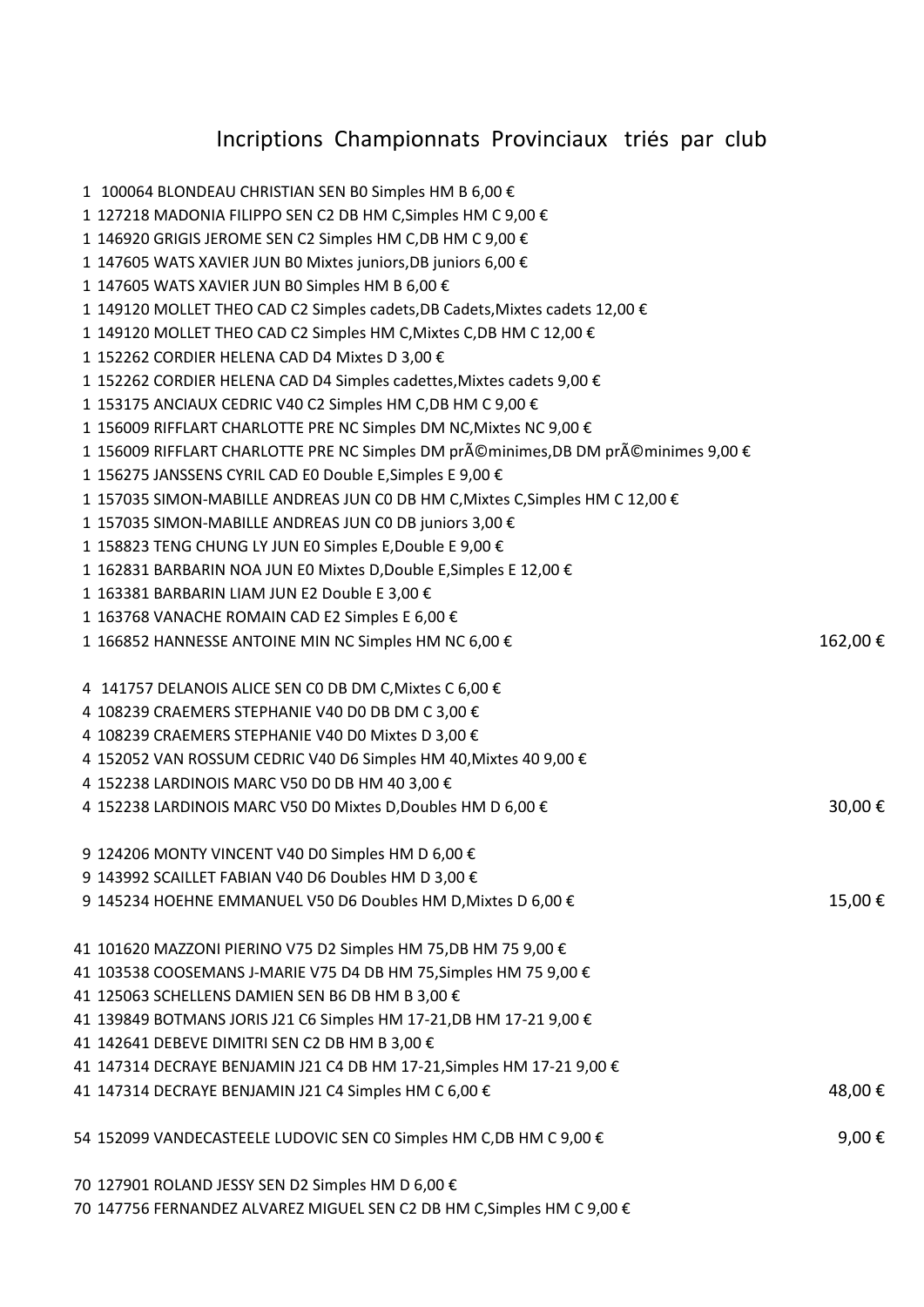# Incriptions Championnats Provinciaux triés par club

1 100064 BLONDEAU CHRISTIAN SEN B0 Simples HM B 6,00 €
1 127218 MADONIA FILIPPO SEN C2 DB HM C,Simples HM C 9,00 €
1 146920 GRIGIS JEROME SEN C2 Simples HM C,DB HM C 9,00 €
1 147605 WATS XAVIER JUN B0 Mixtes juniors,DB juniors 6,00 €
1 147605 WATS XAVIER JUN B0 Simples HM B 6,00 €
1 149120 MOLLET THEO CAD C2 Simples cadets,DB Cadets,Mixtes cadets 12,00 €
1 149120 MOLLET THEO CAD C2 Simples HM C,Mixtes C,DB HM C 12,00 €
1 152262 CORDIER HELENA CAD D4 Mixtes D 3,00 €
1 152262 CORDIER HELENA CAD D4 Simples cadettes,Mixtes cadets 9,00 €
1 153175 ANCIAUX CEDRIC V40 C2 Simples HM C,DB HM C 9,00 €
1 156009 RIFFLART CHARLOTTE PRE NC Simples DM NC,Mixtes NC 9,00 €
1 156009 RIFFLART CHARLOTTE PRE NC Simples DM prÃ©minimes,DB DM prÃ©minimes 9,00 €
1 156275 JANSSENS CYRIL CAD E0 Double E,Simples E 9,00 €
1 157035 SIMON-MABILLE ANDREAS JUN C0 DB HM C,Mixtes C,Simples HM C 12,00 €
1 157035 SIMON-MABILLE ANDREAS JUN C0 DB juniors 3,00 €
1 158823 TENG CHUNG LY JUN E0 Simples E,Double E 9,00 €
1 162831 BARBARIN NOA JUN E0 Mixtes D,Double E,Simples E 12,00 €
1 163381 BARBARIN LIAM JUN E2 Double E 3,00 €
1 163768 VANACHE ROMAIN CAD E2 Simples E 6,00 €
1 166852 HANNESSE ANTOINE MIN NC Simples HM NC 6,00 € — 162,00 €

4 141757 DELANOIS ALICE SEN C0 DB DM C,Mixtes C 6,00 €
4 108239 CRAEMERS STEPHANIE V40 D0 DB DM C 3,00 €
4 108239 CRAEMERS STEPHANIE V40 D0 Mixtes D 3,00 €
4 152052 VAN ROSSUM CEDRIC V40 D6 Simples HM 40,Mixtes 40 9,00 €
4 152238 LARDINOIS MARC V50 D0 DB HM 40 3,00 €
4 152238 LARDINOIS MARC V50 D0 Mixtes D,Doubles HM D 6,00 € — 30,00 €

9 124206 MONTY VINCENT V40 D0 Simples HM D 6,00 €
9 143992 SCAILLET FABIAN V40 D6 Doubles HM D 3,00 €
9 145234 HOEHNE EMMANUEL V50 D6 Doubles HM D,Mixtes D 6,00 € — 15,00 €

41 101620 MAZZONI PIERINO V75 D2 Simples HM 75,DB HM 75 9,00 €
41 103538 COOSEMANS J-MARIE V75 D4 DB HM 75,Simples HM 75 9,00 €
41 125063 SCHELLENS DAMIEN SEN B6 DB HM B 3,00 €
41 139849 BOTMANS JORIS J21 C6 Simples HM 17-21,DB HM 17-21 9,00 €
41 142641 DEBEVE DIMITRI SEN C2 DB HM B 3,00 €
41 147314 DECRAYE BENJAMIN J21 C4 DB HM 17-21,Simples HM 17-21 9,00 €
41 147314 DECRAYE BENJAMIN J21 C4 Simples HM C 6,00 € — 48,00 €

54 152099 VANDECASTEELE LUDOVIC SEN C0 Simples HM C,DB HM C 9,00 € — 9,00 €

70 127901 ROLAND JESSY SEN D2 Simples HM D 6,00 €
70 147756 FERNANDEZ ALVAREZ MIGUEL SEN C2 DB HM C,Simples HM C 9,00 €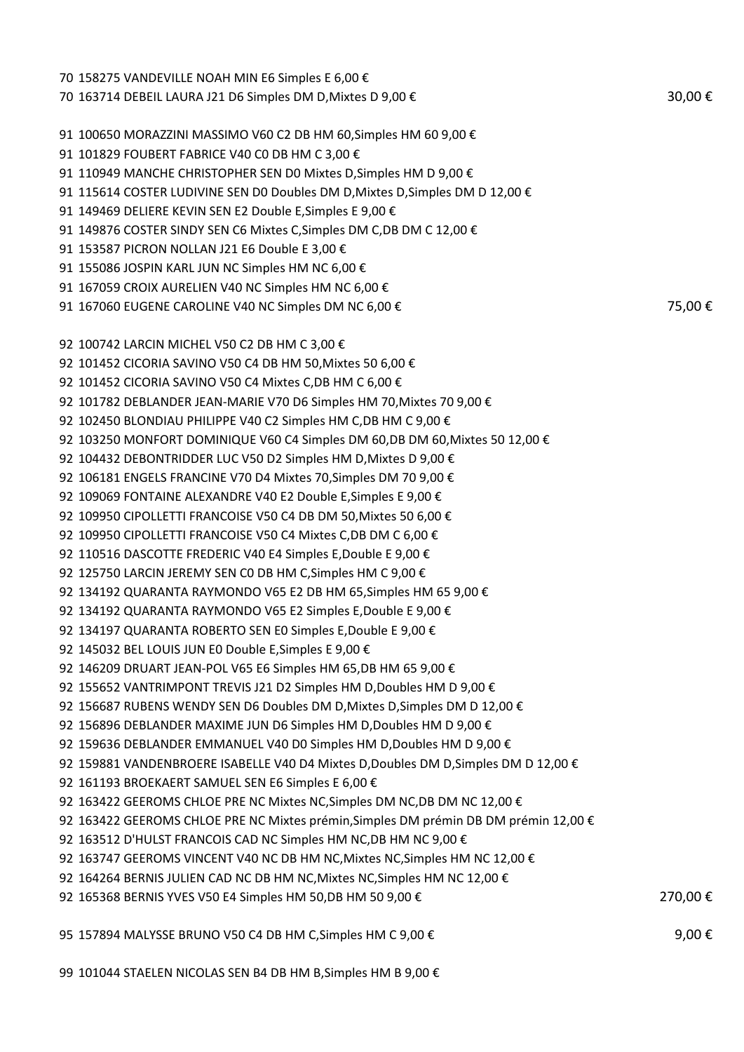70 158275 VANDEVILLE NOAH MIN E6 Simples E 6,00 €
70 163714 DEBEIL LAURA J21 D6 Simples DM D,Mixtes D 9,00 € 30,00 €

91 100650 MORAZZINI MASSIMO V60 C2 DB HM 60,Simples HM 60 9,00 €
91 101829 FOUBERT FABRICE V40 C0 DB HM C 3,00 €
91 110949 MANCHE CHRISTOPHER SEN D0 Mixtes D,Simples HM D 9,00 €
91 115614 COSTER LUDIVINE SEN D0 Doubles DM D,Mixtes D,Simples DM D 12,00 €
91 149469 DELIERE KEVIN SEN E2 Double E,Simples E 9,00 €
91 149876 COSTER SINDY SEN C6 Mixtes C,Simples DM C,DB DM C 12,00 €
91 153587 PICRON NOLLAN J21 E6 Double E 3,00 €
91 155086 JOSPIN KARL JUN NC Simples HM NC 6,00 €
91 167059 CROIX AURELIEN V40 NC Simples HM NC 6,00 €
91 167060 EUGENE CAROLINE V40 NC Simples DM NC 6,00 € 75,00 €

92 100742 LARCIN MICHEL V50 C2 DB HM C 3,00 €
92 101452 CICORIA SAVINO V50 C4 DB HM 50,Mixtes 50 6,00 €
92 101452 CICORIA SAVINO V50 C4 Mixtes C,DB HM C 6,00 €
92 101782 DEBLANDER JEAN-MARIE V70 D6 Simples HM 70,Mixtes 70 9,00 €
92 102450 BLONDIAU PHILIPPE V40 C2 Simples HM C,DB HM C 9,00 €
92 103250 MONFORT DOMINIQUE V60 C4 Simples DM 60,DB DM 60,Mixtes 50 12,00 €
92 104432 DEBONTRIDDER LUC V50 D2 Simples HM D,Mixtes D 9,00 €
92 106181 ENGELS FRANCINE V70 D4 Mixtes 70,Simples DM 70 9,00 €
92 109069 FONTAINE ALEXANDRE V40 E2 Double E,Simples E 9,00 €
92 109950 CIPOLLETTI FRANCOISE V50 C4 DB DM 50,Mixtes 50 6,00 €
92 109950 CIPOLLETTI FRANCOISE V50 C4 Mixtes C,DB DM C 6,00 €
92 110516 DASCOTTE FREDERIC V40 E4 Simples E,Double E 9,00 €
92 125750 LARCIN JEREMY SEN C0 DB HM C,Simples HM C 9,00 €
92 134192 QUARANTA RAYMONDO V65 E2 DB HM 65,Simples HM 65 9,00 €
92 134192 QUARANTA RAYMONDO V65 E2 Simples E,Double E 9,00 €
92 134197 QUARANTA ROBERTO SEN E0 Simples E,Double E 9,00 €
92 145032 BEL LOUIS JUN E0 Double E,Simples E 9,00 €
92 146209 DRUART JEAN-POL V65 E6 Simples HM 65,DB HM 65 9,00 €
92 155652 VANTRIMPONT TREVIS J21 D2 Simples HM D,Doubles HM D 9,00 €
92 156687 RUBENS WENDY SEN D6 Doubles DM D,Mixtes D,Simples DM D 12,00 €
92 156896 DEBLANDER MAXIME JUN D6 Simples HM D,Doubles HM D 9,00 €
92 159636 DEBLANDER EMMANUEL V40 D0 Simples HM D,Doubles HM D 9,00 €
92 159881 VANDENBROERE ISABELLE V40 D4 Mixtes D,Doubles DM D,Simples DM D 12,00 €
92 161193 BROEKAERT SAMUEL SEN E6 Simples E 6,00 €
92 163422 GEEROMS CHLOE PRE NC Mixtes NC,Simples DM NC,DB DM NC 12,00 €
92 163422 GEEROMS CHLOE PRE NC Mixtes prémin,Simples DM prémin DB DM prémin 12,00 €
92 163512 D'HULST FRANCOIS CAD NC Simples HM NC,DB HM NC 9,00 €
92 163747 GEEROMS VINCENT V40 NC DB HM NC,Mixtes NC,Simples HM NC 12,00 €
92 164264 BERNIS JULIEN CAD NC DB HM NC,Mixtes NC,Simples HM NC 12,00 €
92 165368 BERNIS YVES V50 E4 Simples HM 50,DB HM 50 9,00 € 270,00 €

95 157894 MALYSSE BRUNO V50 C4 DB HM C,Simples HM C 9,00 € 9,00 €

99 101044 STAELEN NICOLAS SEN B4 DB HM B,Simples HM B 9,00 €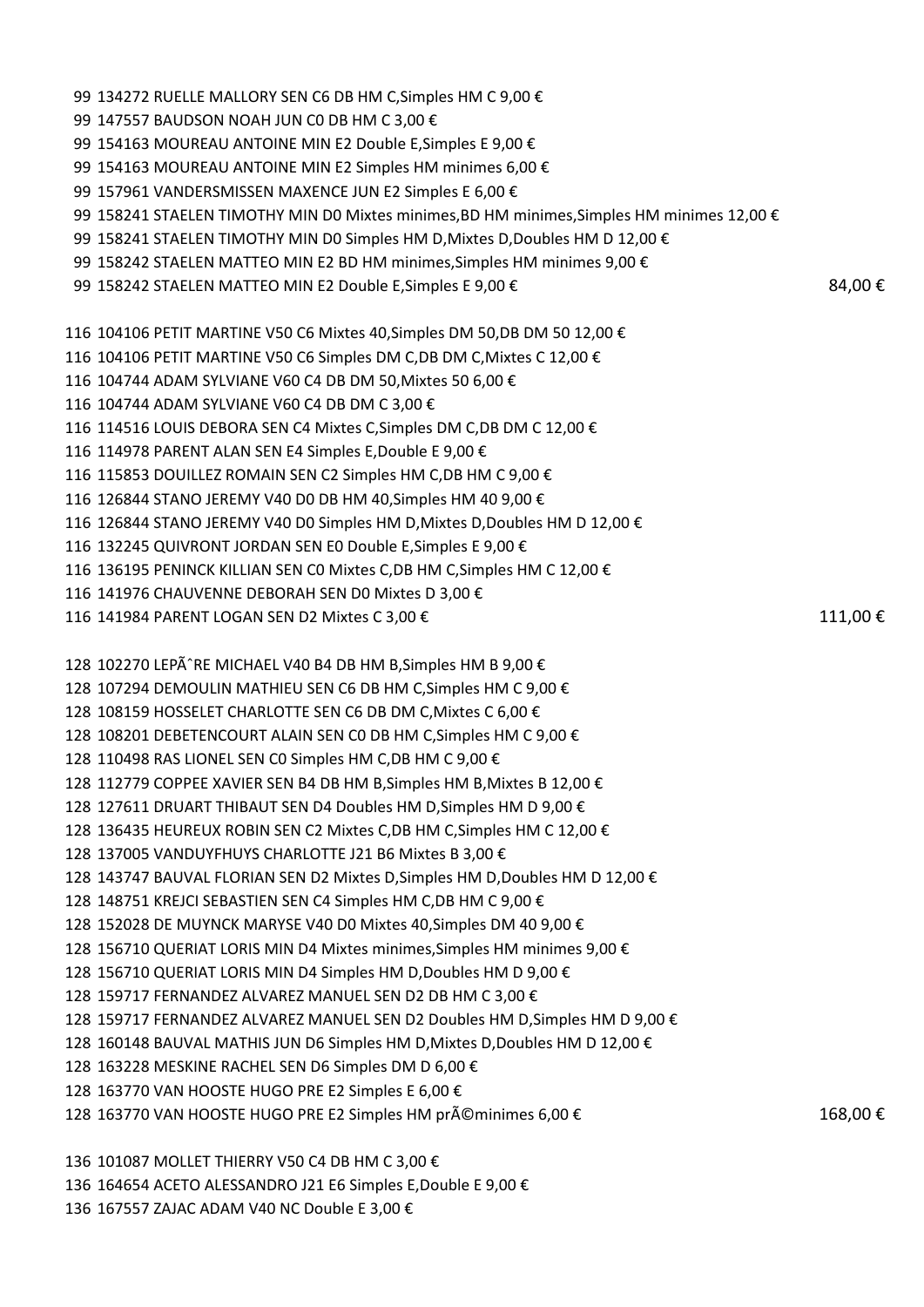99 134272 RUELLE MALLORY SEN C6 DB HM C,Simples HM C 9,00 €
99 147557 BAUDSON NOAH JUN C0 DB HM C 3,00 €
99 154163 MOUREAU ANTOINE MIN E2 Double E,Simples E 9,00 €
99 154163 MOUREAU ANTOINE MIN E2 Simples HM minimes 6,00 €
99 157961 VANDERSMISSEN MAXENCE JUN E2 Simples E 6,00 €
99 158241 STAELEN TIMOTHY MIN D0 Mixtes minimes,BD HM minimes,Simples HM minimes 12,00 €
99 158241 STAELEN TIMOTHY MIN D0 Simples HM D,Mixtes D,Doubles HM D 12,00 €
99 158242 STAELEN MATTEO MIN E2 BD HM minimes,Simples HM minimes 9,00 €
99 158242 STAELEN MATTEO MIN E2 Double E,Simples E 9,00 € 84,00 €

116 104106 PETIT MARTINE V50 C6 Mixtes 40,Simples DM 50,DB DM 50 12,00 €
116 104106 PETIT MARTINE V50 C6 Simples DM C,DB DM C,Mixtes C 12,00 €
116 104744 ADAM SYLVIANE V60 C4 DB DM 50,Mixtes 50 6,00 €
116 104744 ADAM SYLVIANE V60 C4 DB DM C 3,00 €
116 114516 LOUIS DEBORA SEN C4 Mixtes C,Simples DM C,DB DM C 12,00 €
116 114978 PARENT ALAN SEN E4 Simples E,Double E 9,00 €
116 115853 DOUILLEZ ROMAIN SEN C2 Simples HM C,DB HM C 9,00 €
116 126844 STANO JEREMY V40 D0 DB HM 40,Simples HM 40 9,00 €
116 126844 STANO JEREMY V40 D0 Simples HM D,Mixtes D,Doubles HM D 12,00 €
116 132245 QUIVRONT JORDAN SEN E0 Double E,Simples E 9,00 €
116 136195 PENINCK KILLIAN SEN C0 Mixtes C,DB HM C,Simples HM C 12,00 €
116 141976 CHAUVENNE DEBORAH SEN D0 Mixtes D 3,00 €
116 141984 PARENT LOGAN SEN D2 Mixtes C 3,00 € 111,00 €

128 102270 LEPÃˆRE MICHAEL V40 B4 DB HM B,Simples HM B 9,00 €
128 107294 DEMOULIN MATHIEU SEN C6 DB HM C,Simples HM C 9,00 €
128 108159 HOSSELET CHARLOTTE SEN C6 DB DM C,Mixtes C 6,00 €
128 108201 DEBETENCOURT ALAIN SEN C0 DB HM C,Simples HM C 9,00 €
128 110498 RAS LIONEL SEN C0 Simples HM C,DB HM C 9,00 €
128 112779 COPPEE XAVIER SEN B4 DB HM B,Simples HM B,Mixtes B 12,00 €
128 127611 DRUART THIBAUT SEN D4 Doubles HM D,Simples HM D 9,00 €
128 136435 HEUREUX ROBIN SEN C2 Mixtes C,DB HM C,Simples HM C 12,00 €
128 137005 VANDUYFHUYS CHARLOTTE J21 B6 Mixtes B 3,00 €
128 143747 BAUVAL FLORIAN SEN D2 Mixtes D,Simples HM D,Doubles HM D 12,00 €
128 148751 KREJCI SEBASTIEN SEN C4 Simples HM C,DB HM C 9,00 €
128 152028 DE MUYNCK MARYSE V40 D0 Mixtes 40,Simples DM 40 9,00 €
128 156710 QUERIAT LORIS MIN D4 Mixtes minimes,Simples HM minimes 9,00 €
128 156710 QUERIAT LORIS MIN D4 Simples HM D,Doubles HM D 9,00 €
128 159717 FERNANDEZ ALVAREZ MANUEL SEN D2 DB HM C 3,00 €
128 159717 FERNANDEZ ALVAREZ MANUEL SEN D2 Doubles HM D,Simples HM D 9,00 €
128 160148 BAUVAL MATHIS JUN D6 Simples HM D,Mixtes D,Doubles HM D 12,00 €
128 163228 MESKINE RACHEL SEN D6 Simples DM D 6,00 €
128 163770 VAN HOOSTE HUGO PRE E2 Simples E 6,00 €
128 163770 VAN HOOSTE HUGO PRE E2 Simples HM prÃ©minimes 6,00 € 168,00 €

136 101087 MOLLET THIERRY V50 C4 DB HM C 3,00 €
136 164654 ACETO ALESSANDRO J21 E6 Simples E,Double E 9,00 €
136 167557 ZAJAC ADAM V40 NC Double E 3,00 €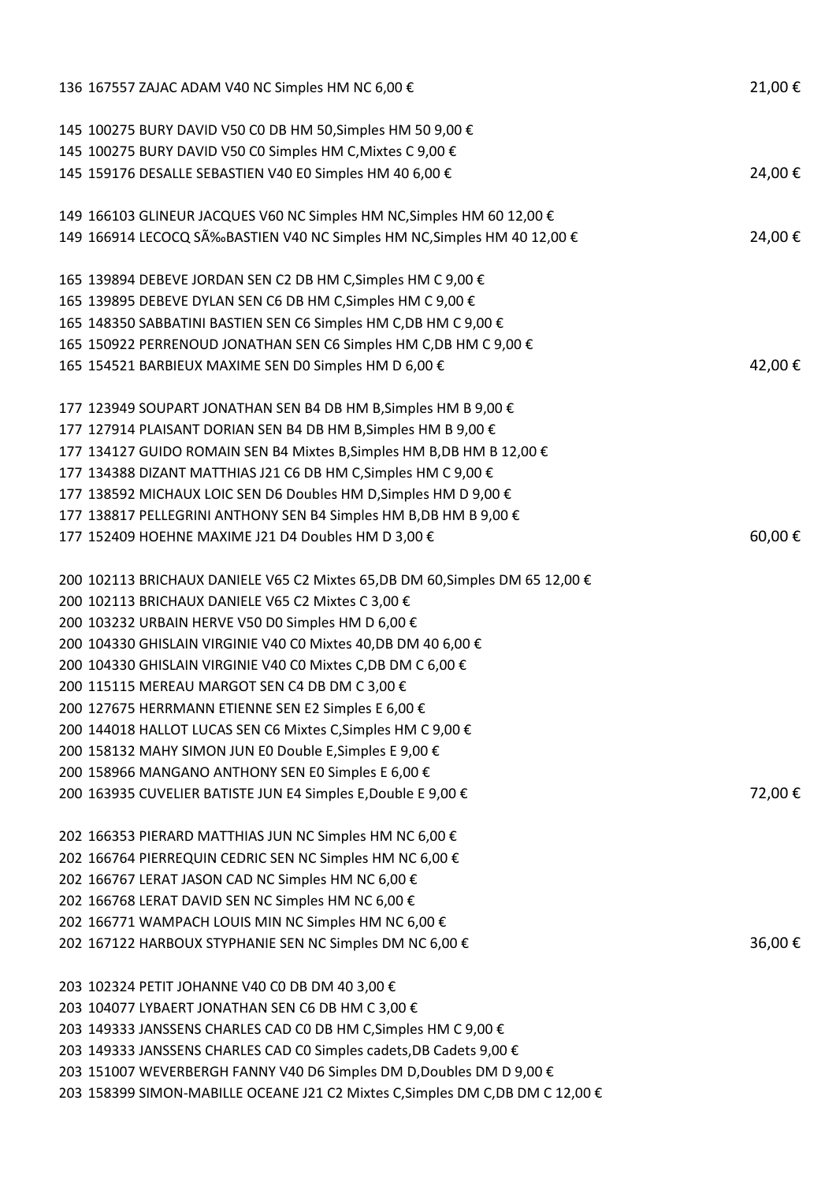136 167557 ZAJAC ADAM V40 NC Simples HM NC 6,00 € 21,00 €

145 100275 BURY DAVID V50 C0 DB HM 50,Simples HM 50 9,00 €
145 100275 BURY DAVID V50 C0 Simples HM C,Mixtes C 9,00 €
145 159176 DESALLE SEBASTIEN V40 E0 Simples HM 40 6,00 € 24,00 €

149 166103 GLINEUR JACQUES V60 NC Simples HM NC,Simples HM 60 12,00 €
149 166914 LECOCQ SÃ‰BASTIEN V40 NC Simples HM NC,Simples HM 40 12,00 € 24,00 €

165 139894 DEBEVE JORDAN SEN C2 DB HM C,Simples HM C 9,00 €
165 139895 DEBEVE DYLAN SEN C6 DB HM C,Simples HM C 9,00 €
165 148350 SABBATINI BASTIEN SEN C6 Simples HM C,DB HM C 9,00 €
165 150922 PERRENOUD JONATHAN SEN C6 Simples HM C,DB HM C 9,00 €
165 154521 BARBIEUX MAXIME SEN D0 Simples HM D 6,00 € 42,00 €

177 123949 SOUPART JONATHAN SEN B4 DB HM B,Simples HM B 9,00 €
177 127914 PLAISANT DORIAN SEN B4 DB HM B,Simples HM B 9,00 €
177 134127 GUIDO ROMAIN SEN B4 Mixtes B,Simples HM B,DB HM B 12,00 €
177 134388 DIZANT MATTHIAS J21 C6 DB HM C,Simples HM C 9,00 €
177 138592 MICHAUX LOIC SEN D6 Doubles HM D,Simples HM D 9,00 €
177 138817 PELLEGRINI ANTHONY SEN B4 Simples HM B,DB HM B 9,00 €
177 152409 HOEHNE MAXIME J21 D4 Doubles HM D 3,00 € 60,00 €

200 102113 BRICHAUX DANIELE V65 C2 Mixtes 65,DB DM 60,Simples DM 65 12,00 €
200 102113 BRICHAUX DANIELE V65 C2 Mixtes C 3,00 €
200 103232 URBAIN HERVE V50 D0 Simples HM D 6,00 €
200 104330 GHISLAIN VIRGINIE V40 C0 Mixtes 40,DB DM 40 6,00 €
200 104330 GHISLAIN VIRGINIE V40 C0 Mixtes C,DB DM C 6,00 €
200 115115 MEREAU MARGOT SEN C4 DB DM C 3,00 €
200 127675 HERRMANN ETIENNE SEN E2 Simples E 6,00 €
200 144018 HALLOT LUCAS SEN C6 Mixtes C,Simples HM C 9,00 €
200 158132 MAHY SIMON JUN E0 Double E,Simples E 9,00 €
200 158966 MANGANO ANTHONY SEN E0 Simples E 6,00 €
200 163935 CUVELIER BATISTE JUN E4 Simples E,Double E 9,00 € 72,00 €

202 166353 PIERARD MATTHIAS JUN NC Simples HM NC 6,00 €
202 166764 PIERREQUIN CEDRIC SEN NC Simples HM NC 6,00 €
202 166767 LERAT JASON CAD NC Simples HM NC 6,00 €
202 166768 LERAT DAVID SEN NC Simples HM NC 6,00 €
202 166771 WAMPACH LOUIS MIN NC Simples HM NC 6,00 €
202 167122 HARBOUX STYPHANIE SEN NC Simples DM NC 6,00 € 36,00 €

203 102324 PETIT JOHANNE V40 C0 DB DM 40 3,00 €
203 104077 LYBAERT JONATHAN SEN C6 DB HM C 3,00 €
203 149333 JANSSENS CHARLES CAD C0 DB HM C,Simples HM C 9,00 €
203 149333 JANSSENS CHARLES CAD C0 Simples cadets,DB Cadets 9,00 €
203 151007 WEVERBERGH FANNY V40 D6 Simples DM D,Doubles DM D 9,00 €
203 158399 SIMON-MABILLE OCEANE J21 C2 Mixtes C,Simples DM C,DB DM C 12,00 €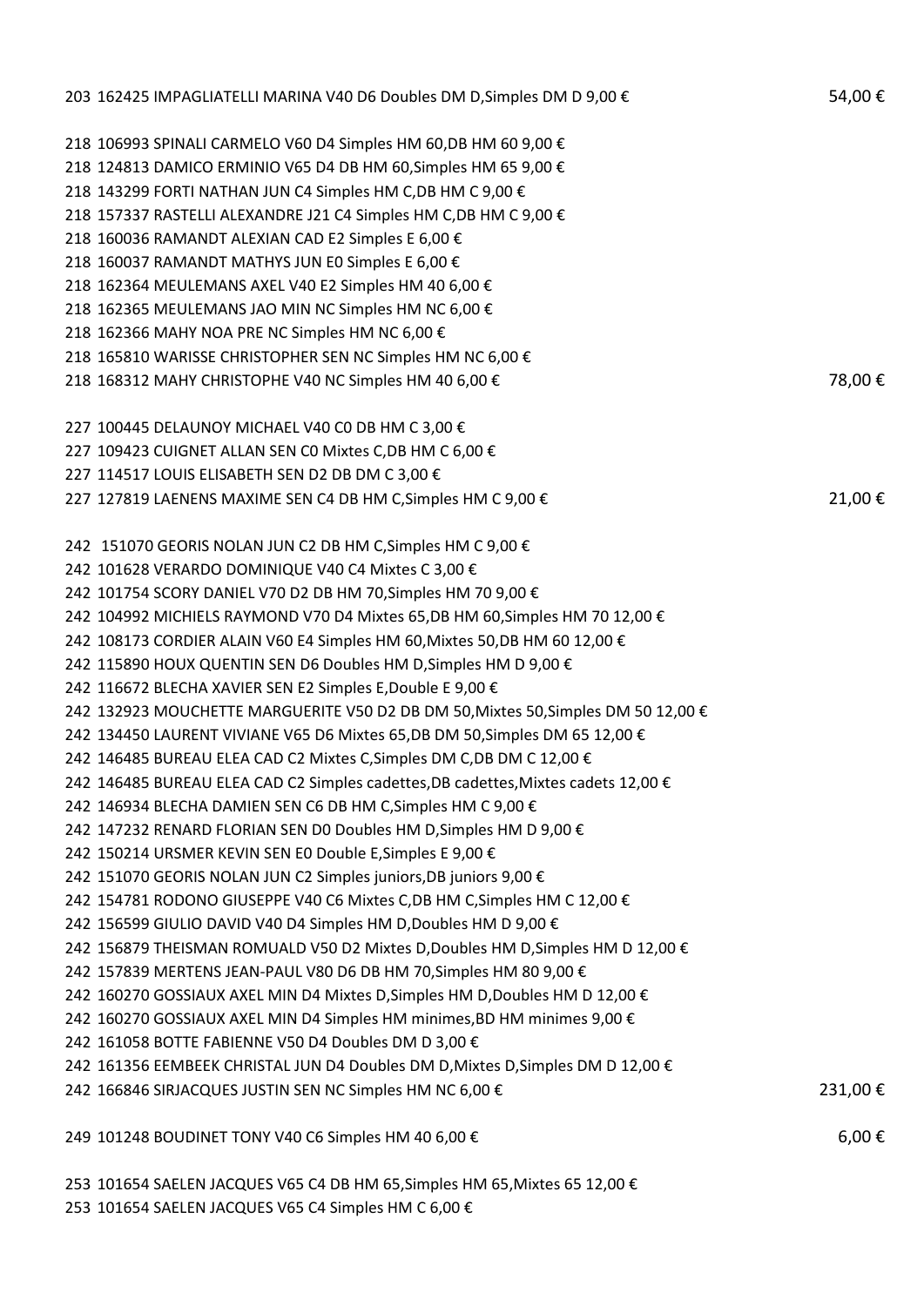203 162425 IMPAGLIATELLI MARINA V40 D6 Doubles DM D,Simples DM D 9,00 € 54,00 €

218 106993 SPINALI CARMELO V60 D4 Simples HM 60,DB HM 60 9,00 €
218 124813 DAMICO ERMINIO V65 D4 DB HM 60,Simples HM 65 9,00 €
218 143299 FORTI NATHAN JUN C4 Simples HM C,DB HM C 9,00 €
218 157337 RASTELLI ALEXANDRE J21 C4 Simples HM C,DB HM C 9,00 €
218 160036 RAMANDT ALEXIAN CAD E2 Simples E 6,00 €
218 160037 RAMANDT MATHYS JUN E0 Simples E 6,00 €
218 162364 MEULEMANS AXEL V40 E2 Simples HM 40 6,00 €
218 162365 MEULEMANS JAO MIN NC Simples HM NC 6,00 €
218 162366 MAHY NOA PRE NC Simples HM NC 6,00 €
218 165810 WARISSE CHRISTOPHER SEN NC Simples HM NC 6,00 €
218 168312 MAHY CHRISTOPHE V40 NC Simples HM 40 6,00 € 78,00 €

227 100445 DELAUNOY MICHAEL V40 C0 DB HM C 3,00 €
227 109423 CUIGNET ALLAN SEN C0 Mixtes C,DB HM C 6,00 €
227 114517 LOUIS ELISABETH SEN D2 DB DM C 3,00 €
227 127819 LAENENS MAXIME SEN C4 DB HM C,Simples HM C 9,00 € 21,00 €

242 151070 GEORIS NOLAN JUN C2 DB HM C,Simples HM C 9,00 €
242 101628 VERARDO DOMINIQUE V40 C4 Mixtes C 3,00 €
242 101754 SCORY DANIEL V70 D2 DB HM 70,Simples HM 70 9,00 €
242 104992 MICHIELS RAYMOND V70 D4 Mixtes 65,DB HM 60,Simples HM 70 12,00 €
242 108173 CORDIER ALAIN V60 E4 Simples HM 60,Mixtes 50,DB HM 60 12,00 €
242 115890 HOUX QUENTIN SEN D6 Doubles HM D,Simples HM D 9,00 €
242 116672 BLECHA XAVIER SEN E2 Simples E,Double E 9,00 €
242 132923 MOUCHETTE MARGUERITE V50 D2 DB DM 50,Mixtes 50,Simples DM 50 12,00 €
242 134450 LAURENT VIVIANE V65 D6 Mixtes 65,DB DM 50,Simples DM 65 12,00 €
242 146485 BUREAU ELEA CAD C2 Mixtes C,Simples DM C,DB DM C 12,00 €
242 146485 BUREAU ELEA CAD C2 Simples cadettes,DB cadettes,Mixtes cadets 12,00 €
242 146934 BLECHA DAMIEN SEN C6 DB HM C,Simples HM C 9,00 €
242 147232 RENARD FLORIAN SEN D0 Doubles HM D,Simples HM D 9,00 €
242 150214 URSMER KEVIN SEN E0 Double E,Simples E 9,00 €
242 151070 GEORIS NOLAN JUN C2 Simples juniors,DB juniors 9,00 €
242 154781 RODONO GIUSEPPE V40 C6 Mixtes C,DB HM C,Simples HM C 12,00 €
242 156599 GIULIO DAVID V40 D4 Simples HM D,Doubles HM D 9,00 €
242 156879 THEISMAN ROMUALD V50 D2 Mixtes D,Doubles HM D,Simples HM D 12,00 €
242 157839 MERTENS JEAN-PAUL V80 D6 DB HM 70,Simples HM 80 9,00 €
242 160270 GOSSIAUX AXEL MIN D4 Mixtes D,Simples HM D,Doubles HM D 12,00 €
242 160270 GOSSIAUX AXEL MIN D4 Simples HM minimes,BD HM minimes 9,00 €
242 161058 BOTTE FABIENNE V50 D4 Doubles DM D 3,00 €
242 161356 EEMBEEK CHRISTAL JUN D4 Doubles DM D,Mixtes D,Simples DM D 12,00 €
242 166846 SIRJACQUES JUSTIN SEN NC Simples HM NC 6,00 € 231,00 €

249 101248 BOUDINET TONY V40 C6 Simples HM 40 6,00 € 6,00 €

253 101654 SAELEN JACQUES V65 C4 DB HM 65,Simples HM 65,Mixtes 65 12,00 €
253 101654 SAELEN JACQUES V65 C4 Simples HM C 6,00 €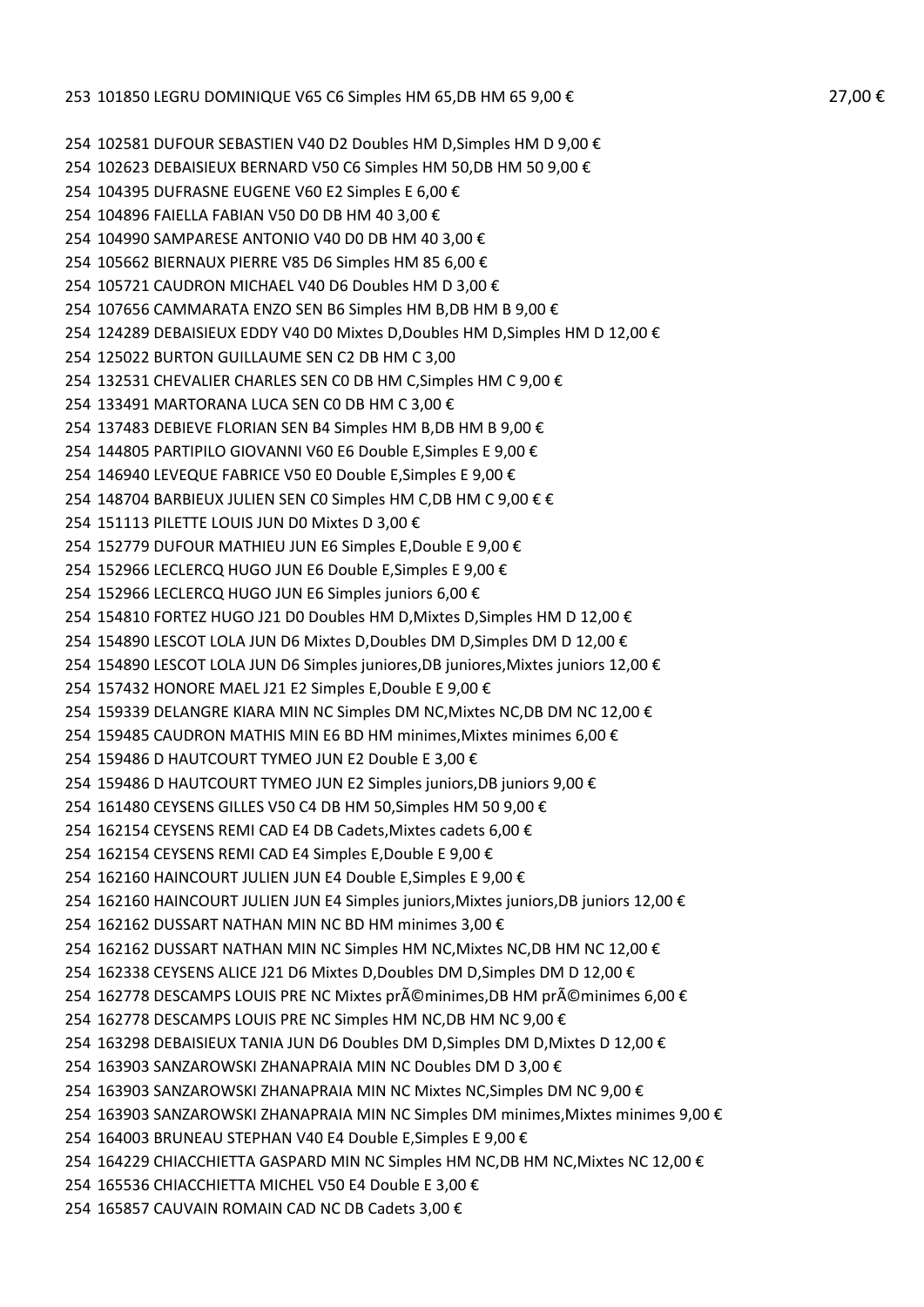253 101850 LEGRU DOMINIQUE V65 C6 Simples HM 65,DB HM 65 9,00 € 27,00 €

254 102581 DUFOUR SEBASTIEN V40 D2 Doubles HM D,Simples HM D 9,00 €
254 102623 DEBAISIEUX BERNARD V50 C6 Simples HM 50,DB HM 50 9,00 €
254 104395 DUFRASNE EUGENE V60 E2 Simples E 6,00 €
254 104896 FAIELLA FABIAN V50 D0 DB HM 40 3,00 €
254 104990 SAMPARESE ANTONIO V40 D0 DB HM 40 3,00 €
254 105662 BIERNAUX PIERRE V85 D6 Simples HM 85 6,00 €
254 105721 CAUDRON MICHAEL V40 D6 Doubles HM D 3,00 €
254 107656 CAMMARATA ENZO SEN B6 Simples HM B,DB HM B 9,00 €
254 124289 DEBAISIEUX EDDY V40 D0 Mixtes D,Doubles HM D,Simples HM D 12,00 €
254 125022 BURTON GUILLAUME SEN C2 DB HM C 3,00
254 132531 CHEVALIER CHARLES SEN C0 DB HM C,Simples HM C 9,00 €
254 133491 MARTORANA LUCA SEN C0 DB HM C 3,00 €
254 137483 DEBIEVE FLORIAN SEN B4 Simples HM B,DB HM B 9,00 €
254 144805 PARTIPILO GIOVANNI V60 E6 Double E,Simples E 9,00 €
254 146940 LEVEQUE FABRICE V50 E0 Double E,Simples E 9,00 €
254 148704 BARBIEUX JULIEN SEN C0 Simples HM C,DB HM C 9,00 € €
254 151113 PILETTE LOUIS JUN D0 Mixtes D 3,00 €
254 152779 DUFOUR MATHIEU JUN E6 Simples E,Double E 9,00 €
254 152966 LECLERCQ HUGO JUN E6 Double E,Simples E 9,00 €
254 152966 LECLERCQ HUGO JUN E6 Simples juniors 6,00 €
254 154810 FORTEZ HUGO J21 D0 Doubles HM D,Mixtes D,Simples HM D 12,00 €
254 154890 LESCOT LOLA JUN D6 Mixtes D,Doubles DM D,Simples DM D 12,00 €
254 154890 LESCOT LOLA JUN D6 Simples juniores,DB juniores,Mixtes juniors 12,00 €
254 157432 HONORE MAEL J21 E2 Simples E,Double E 9,00 €
254 159339 DELANGRE KIARA MIN NC Simples DM NC,Mixtes NC,DB DM NC 12,00 €
254 159485 CAUDRON MATHIS MIN E6 BD HM minimes,Mixtes minimes 6,00 €
254 159486 D HAUTCOURT TYMEO JUN E2 Double E 3,00 €
254 159486 D HAUTCOURT TYMEO JUN E2 Simples juniors,DB juniors 9,00 €
254 161480 CEYSENS GILLES V50 C4 DB HM 50,Simples HM 50 9,00 €
254 162154 CEYSENS REMI CAD E4 DB Cadets,Mixtes cadets 6,00 €
254 162154 CEYSENS REMI CAD E4 Simples E,Double E 9,00 €
254 162160 HAINCOURT JULIEN JUN E4 Double E,Simples E 9,00 €
254 162160 HAINCOURT JULIEN JUN E4 Simples juniors,Mixtes juniors,DB juniors 12,00 €
254 162162 DUSSART NATHAN MIN NC BD HM minimes 3,00 €
254 162162 DUSSART NATHAN MIN NC Simples HM NC,Mixtes NC,DB HM NC 12,00 €
254 162338 CEYSENS ALICE J21 D6 Mixtes D,Doubles DM D,Simples DM D 12,00 €
254 162778 DESCAMPS LOUIS PRE NC Mixtes prÃ©minimes,DB HM prÃ©minimes 6,00 €
254 162778 DESCAMPS LOUIS PRE NC Simples HM NC,DB HM NC 9,00 €
254 163298 DEBAISIEUX TANIA JUN D6 Doubles DM D,Simples DM D,Mixtes D 12,00 €
254 163903 SANZAROWSKI ZHANAPRAIA MIN NC Doubles DM D 3,00 €
254 163903 SANZAROWSKI ZHANAPRAIA MIN NC Mixtes NC,Simples DM NC 9,00 €
254 163903 SANZAROWSKI ZHANAPRAIA MIN NC Simples DM minimes,Mixtes minimes 9,00 €
254 164003 BRUNEAU STEPHAN V40 E4 Double E,Simples E 9,00 €
254 164229 CHIACCHIETTA GASPARD MIN NC Simples HM NC,DB HM NC,Mixtes NC 12,00 €
254 165536 CHIACCHIETTA MICHEL V50 E4 Double E 3,00 €
254 165857 CAUVAIN ROMAIN CAD NC DB Cadets 3,00 €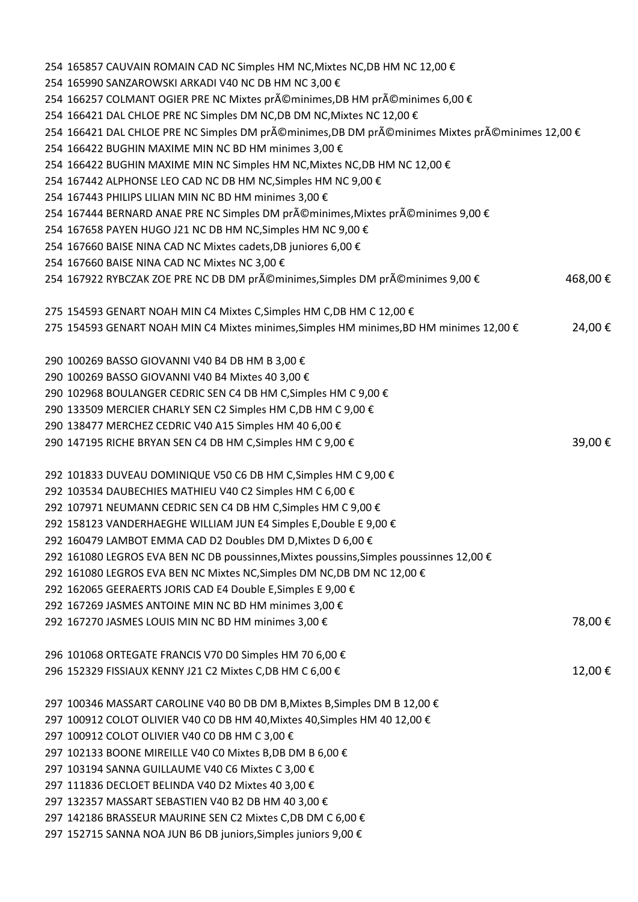254 165857 CAUVAIN ROMAIN CAD NC Simples HM NC,Mixtes NC,DB HM NC 12,00 €
254 165990 SANZAROWSKI ARKADI V40 NC DB HM NC 3,00 €
254 166257 COLMANT OGIER PRE NC Mixtes prÃ©minimes,DB HM prÃ©minimes 6,00 €
254 166421 DAL CHLOE PRE NC Simples DM NC,DB DM NC,Mixtes NC 12,00 €
254 166421 DAL CHLOE PRE NC Simples DM prÃ©minimes,DB DM prÃ©minimes Mixtes prÃ©minimes 12,00 €
254 166422 BUGHIN MAXIME MIN NC BD HM minimes 3,00 €
254 166422 BUGHIN MAXIME MIN NC Simples HM NC,Mixtes NC,DB HM NC 12,00 €
254 167442 ALPHONSE LEO CAD NC DB HM NC,Simples HM NC 9,00 €
254 167443 PHILIPS LILIAN MIN NC BD HM minimes 3,00 €
254 167444 BERNARD ANAE PRE NC Simples DM prÃ©minimes,Mixtes prÃ©minimes 9,00 €
254 167658 PAYEN HUGO J21 NC DB HM NC,Simples HM NC 9,00 €
254 167660 BAISE NINA CAD NC Mixtes cadets,DB juniores 6,00 €
254 167660 BAISE NINA CAD NC Mixtes NC 3,00 €
254 167922 RYBCZAK ZOE PRE NC DB DM prÃ©minimes,Simples DM prÃ©minimes 9,00 € 468,00 €

275 154593 GENART NOAH MIN C4 Mixtes C,Simples HM C,DB HM C 12,00 €
275 154593 GENART NOAH MIN C4 Mixtes minimes,Simples HM minimes,BD HM minimes 12,00 € 24,00 €

290 100269 BASSO GIOVANNI V40 B4 DB HM B 3,00 €
290 100269 BASSO GIOVANNI V40 B4 Mixtes 40 3,00 €
290 102968 BOULANGER CEDRIC SEN C4 DB HM C,Simples HM C 9,00 €
290 133509 MERCIER CHARLY SEN C2 Simples HM C,DB HM C 9,00 €
290 138477 MERCHEZ CEDRIC V40 A15 Simples HM 40 6,00 €
290 147195 RICHE BRYAN SEN C4 DB HM C,Simples HM C 9,00 € 39,00 €

292 101833 DUVEAU DOMINIQUE V50 C6 DB HM C,Simples HM C 9,00 €
292 103534 DAUBECHIES MATHIEU V40 C2 Simples HM C 6,00 €
292 107971 NEUMANN CEDRIC SEN C4 DB HM C,Simples HM C 9,00 €
292 158123 VANDERHAEGHE WILLIAM JUN E4 Simples E,Double E 9,00 €
292 160479 LAMBOT EMMA CAD D2 Doubles DM D,Mixtes D 6,00 €
292 161080 LEGROS EVA BEN NC DB poussinnes,Mixtes poussins,Simples poussinnes 12,00 €
292 161080 LEGROS EVA BEN NC Mixtes NC,Simples DM NC,DB DM NC 12,00 €
292 162065 GEERAERTS JORIS CAD E4 Double E,Simples E 9,00 €
292 167269 JASMES ANTOINE MIN NC BD HM minimes 3,00 €
292 167270 JASMES LOUIS MIN NC BD HM minimes 3,00 € 78,00 €

296 101068 ORTEGATE FRANCIS V70 D0 Simples HM 70 6,00 €
296 152329 FISSIAUX KENNY J21 C2 Mixtes C,DB HM C 6,00 € 12,00 €

297 100346 MASSART CAROLINE V40 B0 DB DM B,Mixtes B,Simples DM B 12,00 €
297 100912 COLOT OLIVIER V40 C0 DB HM 40,Mixtes 40,Simples HM 40 12,00 €
297 100912 COLOT OLIVIER V40 C0 DB HM C 3,00 €
297 102133 BOONE MIREILLE V40 C0 Mixtes B,DB DM B 6,00 €
297 103194 SANNA GUILLAUME V40 C6 Mixtes C 3,00 €
297 111836 DECLOET BELINDA V40 D2 Mixtes 40 3,00 €
297 132357 MASSART SEBASTIEN V40 B2 DB HM 40 3,00 €
297 142186 BRASSEUR MAURINE SEN C2 Mixtes C,DB DM C 6,00 €
297 152715 SANNA NOA JUN B6 DB juniors,Simples juniors 9,00 €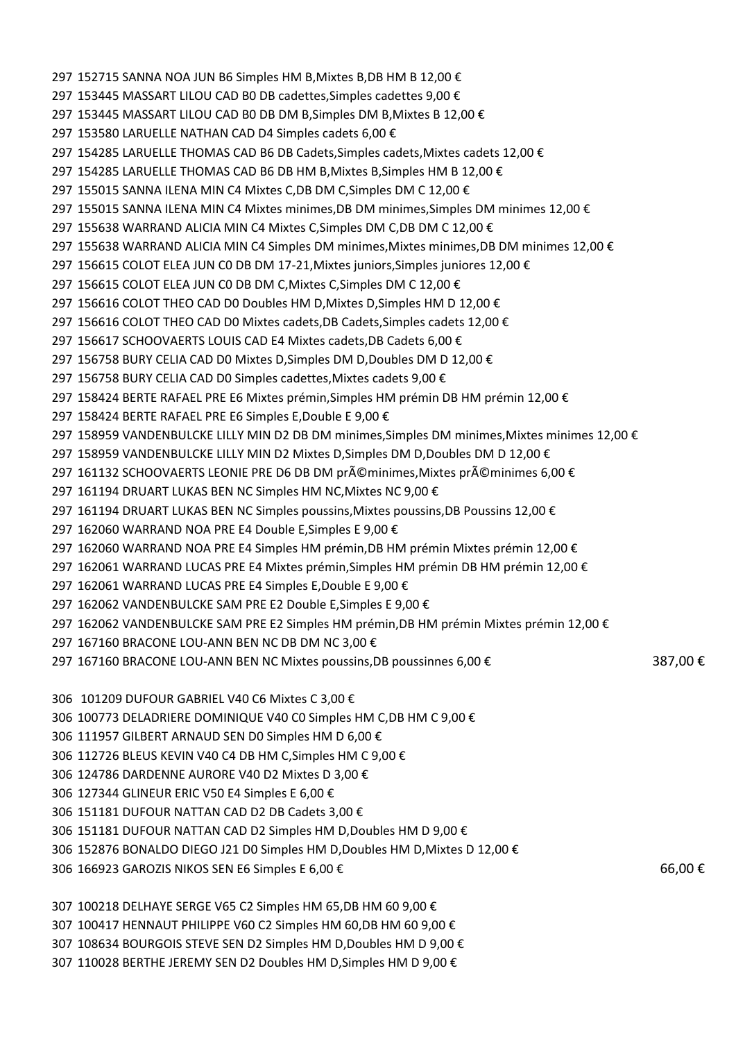297 152715 SANNA NOA JUN B6 Simples HM B,Mixtes B,DB HM B 12,00 €
297 153445 MASSART LILOU CAD B0 DB cadettes,Simples cadettes 9,00 €
297 153445 MASSART LILOU CAD B0 DB DM B,Simples DM B,Mixtes B 12,00 €
297 153580 LARUELLE NATHAN CAD D4 Simples cadets 6,00 €
297 154285 LARUELLE THOMAS CAD B6 DB Cadets,Simples cadets,Mixtes cadets 12,00 €
297 154285 LARUELLE THOMAS CAD B6 DB HM B,Mixtes B,Simples HM B 12,00 €
297 155015 SANNA ILENA MIN C4 Mixtes C,DB DM C,Simples DM C 12,00 €
297 155015 SANNA ILENA MIN C4 Mixtes minimes,DB DM minimes,Simples DM minimes 12,00 €
297 155638 WARRAND ALICIA MIN C4 Mixtes C,Simples DM C,DB DM C 12,00 €
297 155638 WARRAND ALICIA MIN C4 Simples DM minimes,Mixtes minimes,DB DM minimes 12,00 €
297 156615 COLOT ELEA JUN C0 DB DM 17-21,Mixtes juniors,Simples juniores 12,00 €
297 156615 COLOT ELEA JUN C0 DB DM C,Mixtes C,Simples DM C 12,00 €
297 156616 COLOT THEO CAD D0 Doubles HM D,Mixtes D,Simples HM D 12,00 €
297 156616 COLOT THEO CAD D0 Mixtes cadets,DB Cadets,Simples cadets 12,00 €
297 156617 SCHOOVAERTS LOUIS CAD E4 Mixtes cadets,DB Cadets 6,00 €
297 156758 BURY CELIA CAD D0 Mixtes D,Simples DM D,Doubles DM D 12,00 €
297 156758 BURY CELIA CAD D0 Simples cadettes,Mixtes cadets 9,00 €
297 158424 BERTE RAFAEL PRE E6 Mixtes prémin,Simples HM prémin DB HM prémin 12,00 €
297 158424 BERTE RAFAEL PRE E6 Simples E,Double E 9,00 €
297 158959 VANDENBULCKE LILLY MIN D2 DB DM minimes,Simples DM minimes,Mixtes minimes 12,00 €
297 158959 VANDENBULCKE LILLY MIN D2 Mixtes D,Simples DM D,Doubles DM D 12,00 €
297 161132 SCHOOVAERTS LEONIE PRE D6 DB DM prÃ©minimes,Mixtes prÃ©minimes 6,00 €
297 161194 DRUART LUKAS BEN NC Simples HM NC,Mixtes NC 9,00 €
297 161194 DRUART LUKAS BEN NC Simples poussins,Mixtes poussins,DB Poussins 12,00 €
297 162060 WARRAND NOA PRE E4 Double E,Simples E 9,00 €
297 162060 WARRAND NOA PRE E4 Simples HM prémin,DB HM prémin Mixtes prémin 12,00 €
297 162061 WARRAND LUCAS PRE E4 Mixtes prémin,Simples HM prémin DB HM prémin 12,00 €
297 162061 WARRAND LUCAS PRE E4 Simples E,Double E 9,00 €
297 162062 VANDENBULCKE SAM PRE E2 Double E,Simples E 9,00 €
297 162062 VANDENBULCKE SAM PRE E2 Simples HM prémin,DB HM prémin Mixtes prémin 12,00 €
297 167160 BRACONE LOU-ANN BEN NC DB DM NC 3,00 €
297 167160 BRACONE LOU-ANN BEN NC Mixtes poussins,DB poussinnes 6,00 € 387,00 €

306 101209 DUFOUR GABRIEL V40 C6 Mixtes C 3,00 €
306 100773 DELADRIERE DOMINIQUE V40 C0 Simples HM C,DB HM C 9,00 €
306 111957 GILBERT ARNAUD SEN D0 Simples HM D 6,00 €
306 112726 BLEUS KEVIN V40 C4 DB HM C,Simples HM C 9,00 €
306 124786 DARDENNE AURORE V40 D2 Mixtes D 3,00 €
306 127344 GLINEUR ERIC V50 E4 Simples E 6,00 €
306 151181 DUFOUR NATTAN CAD D2 DB Cadets 3,00 €
306 151181 DUFOUR NATTAN CAD D2 Simples HM D,Doubles HM D 9,00 €
306 152876 BONALDO DIEGO J21 D0 Simples HM D,Doubles HM D,Mixtes D 12,00 €
306 166923 GAROZIS NIKOS SEN E6 Simples E 6,00 € 66,00 €

307 100218 DELHAYE SERGE V65 C2 Simples HM 65,DB HM 60 9,00 €
307 100417 HENNAUT PHILIPPE V60 C2 Simples HM 60,DB HM 60 9,00 €
307 108634 BOURGOIS STEVE SEN D2 Simples HM D,Doubles HM D 9,00 €
307 110028 BERTHE JEREMY SEN D2 Doubles HM D,Simples HM D 9,00 €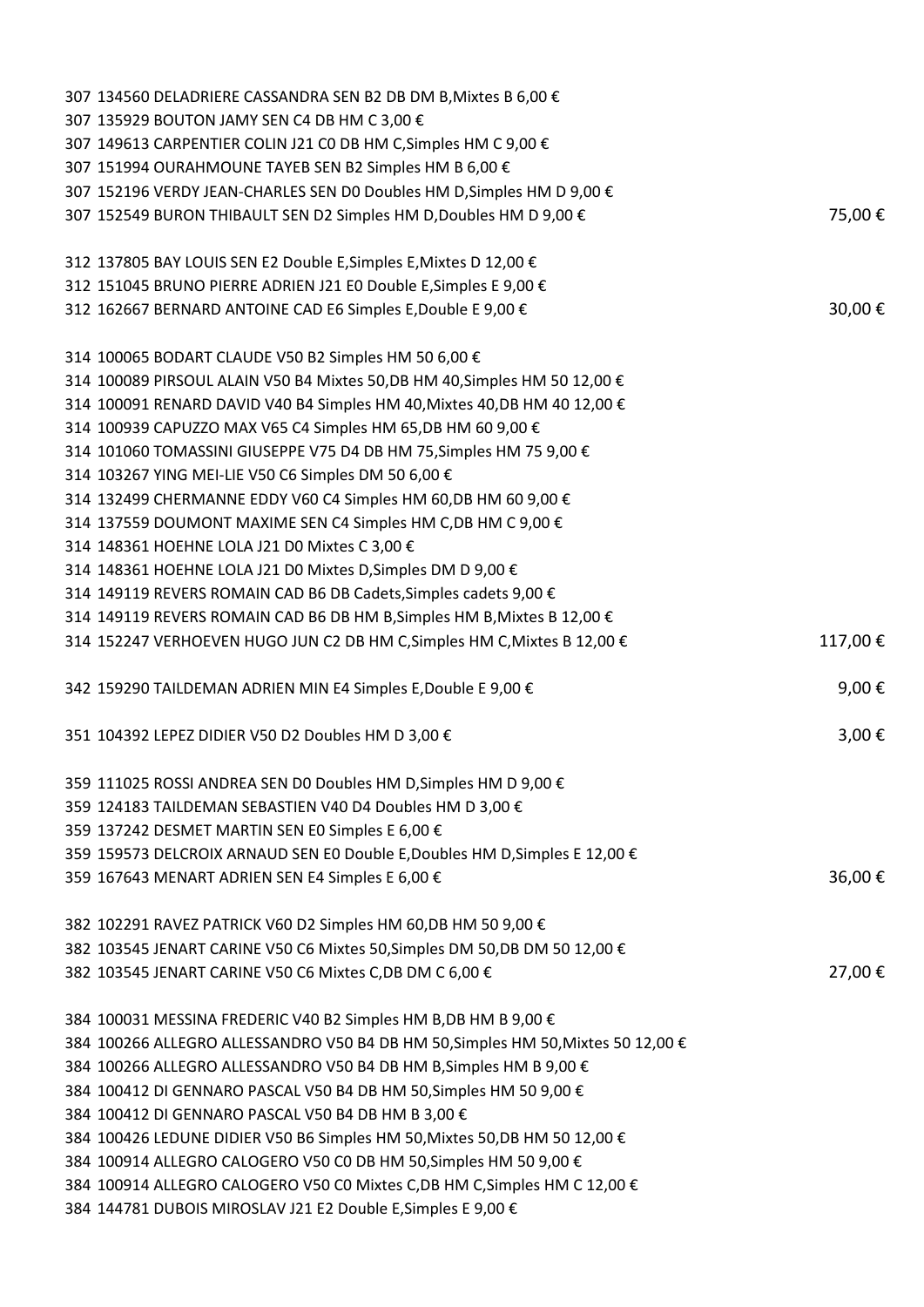307 134560 DELADRIERE CASSANDRA SEN B2 DB DM B,Mixtes B 6,00 €
307 135929 BOUTON JAMY SEN C4 DB HM C 3,00 €
307 149613 CARPENTIER COLIN J21 C0 DB HM C,Simples HM C 9,00 €
307 151994 OURAHMOUNE TAYEB SEN B2 Simples HM B 6,00 €
307 152196 VERDY JEAN-CHARLES SEN D0 Doubles HM D,Simples HM D 9,00 €
307 152549 BURON THIBAULT SEN D2 Simples HM D,Doubles HM D 9,00 € 75,00 €

312 137805 BAY LOUIS SEN E2 Double E,Simples E,Mixtes D 12,00 €
312 151045 BRUNO PIERRE ADRIEN J21 E0 Double E,Simples E 9,00 €
312 162667 BERNARD ANTOINE CAD E6 Simples E,Double E 9,00 € 30,00 €

314 100065 BODART CLAUDE V50 B2 Simples HM 50 6,00 €
314 100089 PIRSOUL ALAIN V50 B4 Mixtes 50,DB HM 40,Simples HM 50 12,00 €
314 100091 RENARD DAVID V40 B4 Simples HM 40,Mixtes 40,DB HM 40 12,00 €
314 100939 CAPUZZO MAX V65 C4 Simples HM 65,DB HM 60 9,00 €
314 101060 TOMASSINI GIUSEPPE V75 D4 DB HM 75,Simples HM 75 9,00 €
314 103267 YING MEI-LIE V50 C6 Simples DM 50 6,00 €
314 132499 CHERMANNE EDDY V60 C4 Simples HM 60,DB HM 60 9,00 €
314 137559 DOUMONT MAXIME SEN C4 Simples HM C,DB HM C 9,00 €
314 148361 HOEHNE LOLA J21 D0 Mixtes C 3,00 €
314 148361 HOEHNE LOLA J21 D0 Mixtes D,Simples DM D 9,00 €
314 149119 REVERS ROMAIN CAD B6 DB Cadets,Simples cadets 9,00 €
314 149119 REVERS ROMAIN CAD B6 DB HM B,Simples HM B,Mixtes B 12,00 €
314 152247 VERHOEVEN HUGO JUN C2 DB HM C,Simples HM C,Mixtes B 12,00 € 117,00 €

342 159290 TAILDEMAN ADRIEN MIN E4 Simples E,Double E 9,00 € 9,00 €

351 104392 LEPEZ DIDIER V50 D2 Doubles HM D 3,00 € 3,00 €

359 111025 ROSSI ANDREA SEN D0 Doubles HM D,Simples HM D 9,00 €
359 124183 TAILDEMAN SEBASTIEN V40 D4 Doubles HM D 3,00 €
359 137242 DESMET MARTIN SEN E0 Simples E 6,00 €
359 159573 DELCROIX ARNAUD SEN E0 Double E,Doubles HM D,Simples E 12,00 €
359 167643 MENART ADRIEN SEN E4 Simples E 6,00 € 36,00 €

382 102291 RAVEZ PATRICK V60 D2 Simples HM 60,DB HM 50 9,00 €
382 103545 JENART CARINE V50 C6 Mixtes 50,Simples DM 50,DB DM 50 12,00 €
382 103545 JENART CARINE V50 C6 Mixtes C,DB DM C 6,00 € 27,00 €

384 100031 MESSINA FREDERIC V40 B2 Simples HM B,DB HM B 9,00 €
384 100266 ALLEGRO ALLESSANDRO V50 B4 DB HM 50,Simples HM 50,Mixtes 50 12,00 €
384 100266 ALLEGRO ALLESSANDRO V50 B4 DB HM B,Simples HM B 9,00 €
384 100412 DI GENNARO PASCAL V50 B4 DB HM 50,Simples HM 50 9,00 €
384 100412 DI GENNARO PASCAL V50 B4 DB HM B 3,00 €
384 100426 LEDUNE DIDIER V50 B6 Simples HM 50,Mixtes 50,DB HM 50 12,00 €
384 100914 ALLEGRO CALOGERO V50 C0 DB HM 50,Simples HM 50 9,00 €
384 100914 ALLEGRO CALOGERO V50 C0 Mixtes C,DB HM C,Simples HM C 12,00 €
384 144781 DUBOIS MIROSLAV J21 E2 Double E,Simples E 9,00 €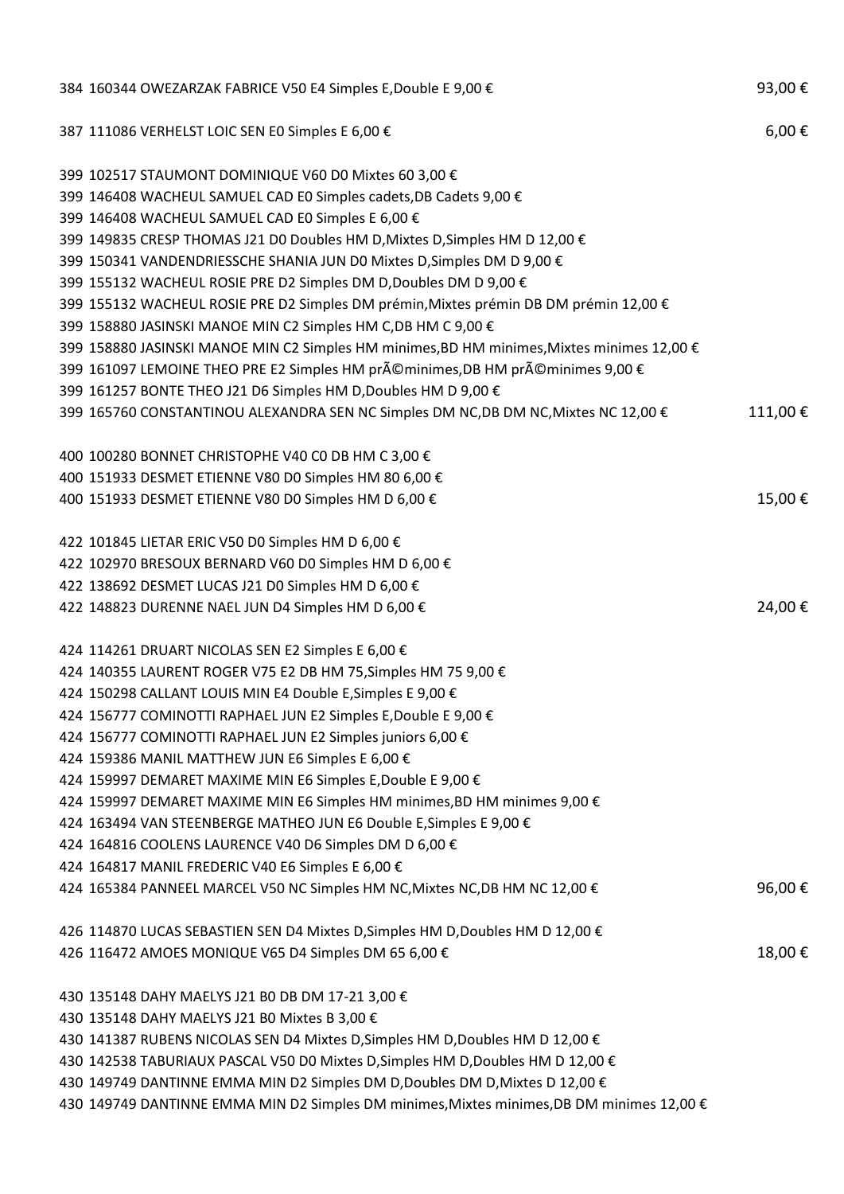384 160344 OWEZARZAK FABRICE V50 E4 Simples E,Double E 9,00 € 93,00 €

387 111086 VERHELST LOIC SEN E0 Simples E 6,00 € 6,00 €

399 102517 STAUMONT DOMINIQUE V60 D0 Mixtes 60 3,00 €
399 146408 WACHEUL SAMUEL CAD E0 Simples cadets,DB Cadets 9,00 €
399 146408 WACHEUL SAMUEL CAD E0 Simples E 6,00 €
399 149835 CRESP THOMAS J21 D0 Doubles HM D,Mixtes D,Simples HM D 12,00 €
399 150341 VANDENDRIESSCHE SHANIA JUN D0 Mixtes D,Simples DM D 9,00 €
399 155132 WACHEUL ROSIE PRE D2 Simples DM D,Doubles DM D 9,00 €
399 155132 WACHEUL ROSIE PRE D2 Simples DM prémin,Mixtes prémin DB DM prémin 12,00 €
399 158880 JASINSKI MANOE MIN C2 Simples HM C,DB HM C 9,00 €
399 158880 JASINSKI MANOE MIN C2 Simples HM minimes,BD HM minimes,Mixtes minimes 12,00 €
399 161097 LEMOINE THEO PRE E2 Simples HM prÃ©minimes,DB HM prÃ©minimes 9,00 €
399 161257 BONTE THEO J21 D6 Simples HM D,Doubles HM D 9,00 €
399 165760 CONSTANTINOU ALEXANDRA SEN NC Simples DM NC,DB DM NC,Mixtes NC 12,00 € 111,00 €

400 100280 BONNET CHRISTOPHE V40 C0 DB HM C 3,00 €
400 151933 DESMET ETIENNE V80 D0 Simples HM 80 6,00 €
400 151933 DESMET ETIENNE V80 D0 Simples HM D 6,00 € 15,00 €

422 101845 LIETAR ERIC V50 D0 Simples HM D 6,00 €
422 102970 BRESOUX BERNARD V60 D0 Simples HM D 6,00 €
422 138692 DESMET LUCAS J21 D0 Simples HM D 6,00 €
422 148823 DURENNE NAEL JUN D4 Simples HM D 6,00 € 24,00 €

424 114261 DRUART NICOLAS SEN E2 Simples E 6,00 €
424 140355 LAURENT ROGER V75 E2 DB HM 75,Simples HM 75 9,00 €
424 150298 CALLANT LOUIS MIN E4 Double E,Simples E 9,00 €
424 156777 COMINOTTI RAPHAEL JUN E2 Simples E,Double E 9,00 €
424 156777 COMINOTTI RAPHAEL JUN E2 Simples juniors 6,00 €
424 159386 MANIL MATTHEW JUN E6 Simples E 6,00 €
424 159997 DEMARET MAXIME MIN E6 Simples E,Double E 9,00 €
424 159997 DEMARET MAXIME MIN E6 Simples HM minimes,BD HM minimes 9,00 €
424 163494 VAN STEENBERGE MATHEO JUN E6 Double E,Simples E 9,00 €
424 164816 COOLENS LAURENCE V40 D6 Simples DM D 6,00 €
424 164817 MANIL FREDERIC V40 E6 Simples E 6,00 €
424 165384 PANNEEL MARCEL V50 NC Simples HM NC,Mixtes NC,DB HM NC 12,00 € 96,00 €

426 114870 LUCAS SEBASTIEN SEN D4 Mixtes D,Simples HM D,Doubles HM D 12,00 €
426 116472 AMOES MONIQUE V65 D4 Simples DM 65 6,00 € 18,00 €

430 135148 DAHY MAELYS J21 B0 DB DM 17-21 3,00 €
430 135148 DAHY MAELYS J21 B0 Mixtes B 3,00 €
430 141387 RUBENS NICOLAS SEN D4 Mixtes D,Simples HM D,Doubles HM D 12,00 €
430 142538 TABURIAUX PASCAL V50 D0 Mixtes D,Simples HM D,Doubles HM D 12,00 €
430 149749 DANTINNE EMMA MIN D2 Simples DM D,Doubles DM D,Mixtes D 12,00 €
430 149749 DANTINNE EMMA MIN D2 Simples DM minimes,Mixtes minimes,DB DM minimes 12,00 €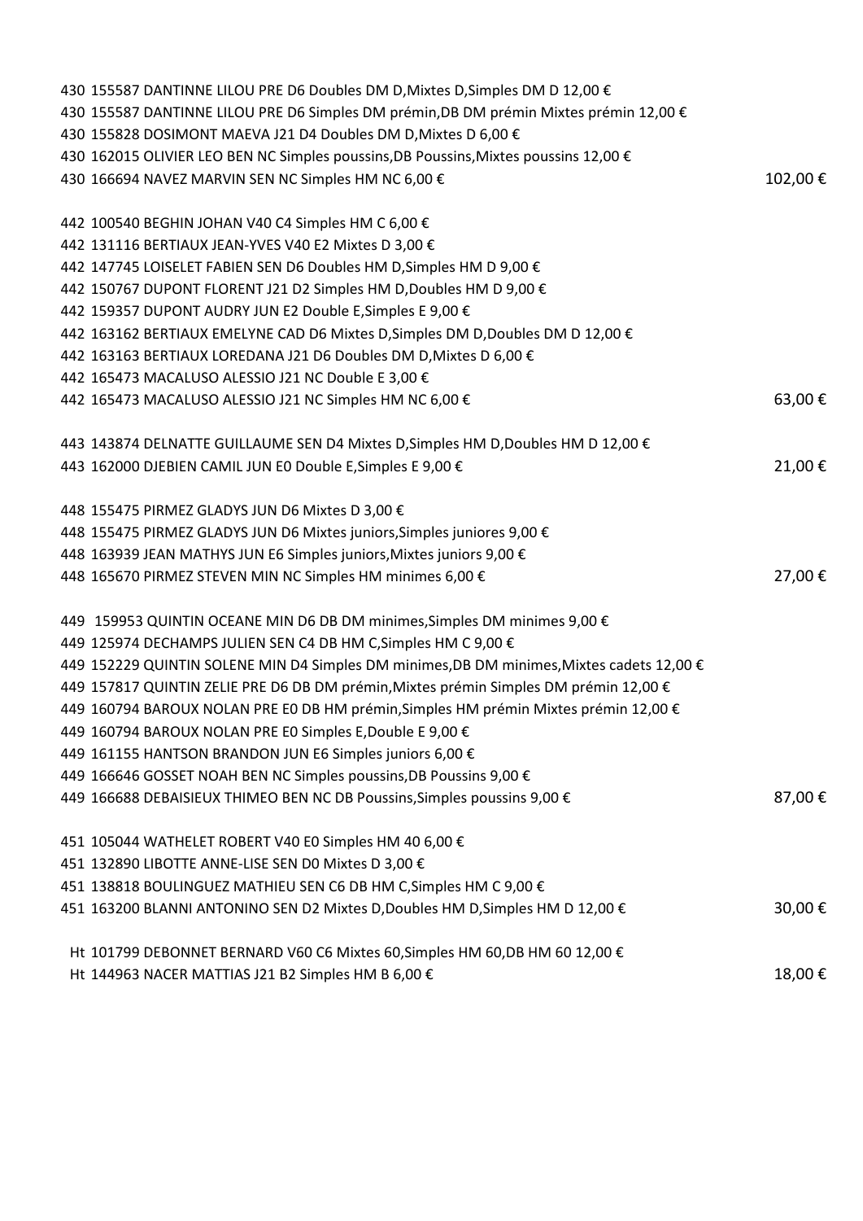430 155587 DANTINNE LILOU PRE D6 Doubles DM D,Mixtes D,Simples DM D 12,00 €
430 155587 DANTINNE LILOU PRE D6 Simples DM prémin,DB DM prémin Mixtes prémin 12,00 €
430 155828 DOSIMONT MAEVA J21 D4 Doubles DM D,Mixtes D 6,00 €
430 162015 OLIVIER LEO BEN NC Simples poussins,DB Poussins,Mixtes poussins 12,00 €
430 166694 NAVEZ MARVIN SEN NC Simples HM NC 6,00 € 102,00 €

442 100540 BEGHIN JOHAN V40 C4 Simples HM C 6,00 €
442 131116 BERTIAUX JEAN-YVES V40 E2 Mixtes D 3,00 €
442 147745 LOISELET FABIEN SEN D6 Doubles HM D,Simples HM D 9,00 €
442 150767 DUPONT FLORENT J21 D2 Simples HM D,Doubles HM D 9,00 €
442 159357 DUPONT AUDRY JUN E2 Double E,Simples E 9,00 €
442 163162 BERTIAUX EMELYNE CAD D6 Mixtes D,Simples DM D,Doubles DM D 12,00 €
442 163163 BERTIAUX LOREDANA J21 D6 Doubles DM D,Mixtes D 6,00 €
442 165473 MACALUSO ALESSIO J21 NC Double E 3,00 €
442 165473 MACALUSO ALESSIO J21 NC Simples HM NC 6,00 € 63,00 €

443 143874 DELNATTE GUILLAUME SEN D4 Mixtes D,Simples HM D,Doubles HM D 12,00 €
443 162000 DJEBIEN CAMIL JUN E0 Double E,Simples E 9,00 € 21,00 €

448 155475 PIRMEZ GLADYS JUN D6 Mixtes D 3,00 €
448 155475 PIRMEZ GLADYS JUN D6 Mixtes juniors,Simples juniores 9,00 €
448 163939 JEAN MATHYS JUN E6 Simples juniors,Mixtes juniors 9,00 €
448 165670 PIRMEZ STEVEN MIN NC Simples HM minimes 6,00 € 27,00 €

449 159953 QUINTIN OCEANE MIN D6 DB DM minimes,Simples DM minimes 9,00 €
449 125974 DECHAMPS JULIEN SEN C4 DB HM C,Simples HM C 9,00 €
449 152229 QUINTIN SOLENE MIN D4 Simples DM minimes,DB DM minimes,Mixtes cadets 12,00 €
449 157817 QUINTIN ZELIE PRE D6 DB DM prémin,Mixtes prémin Simples DM prémin 12,00 €
449 160794 BAROUX NOLAN PRE E0 DB HM prémin,Simples HM prémin Mixtes prémin 12,00 €
449 160794 BAROUX NOLAN PRE E0 Simples E,Double E 9,00 €
449 161155 HANTSON BRANDON JUN E6 Simples juniors 6,00 €
449 166646 GOSSET NOAH BEN NC Simples poussins,DB Poussins 9,00 €
449 166688 DEBAISIEUX THIMEO BEN NC DB Poussins,Simples poussins 9,00 € 87,00 €

451 105044 WATHELET ROBERT V40 E0 Simples HM 40 6,00 €
451 132890 LIBOTTE ANNE-LISE SEN D0 Mixtes D 3,00 €
451 138818 BOULINGUEZ MATHIEU SEN C6 DB HM C,Simples HM C 9,00 €
451 163200 BLANNI ANTONINO SEN D2 Mixtes D,Doubles HM D,Simples HM D 12,00 € 30,00 €

Ht 101799 DEBONNET BERNARD V60 C6 Mixtes 60,Simples HM 60,DB HM 60 12,00 €
Ht 144963 NACER MATTIAS J21 B2 Simples HM B 6,00 € 18,00 €